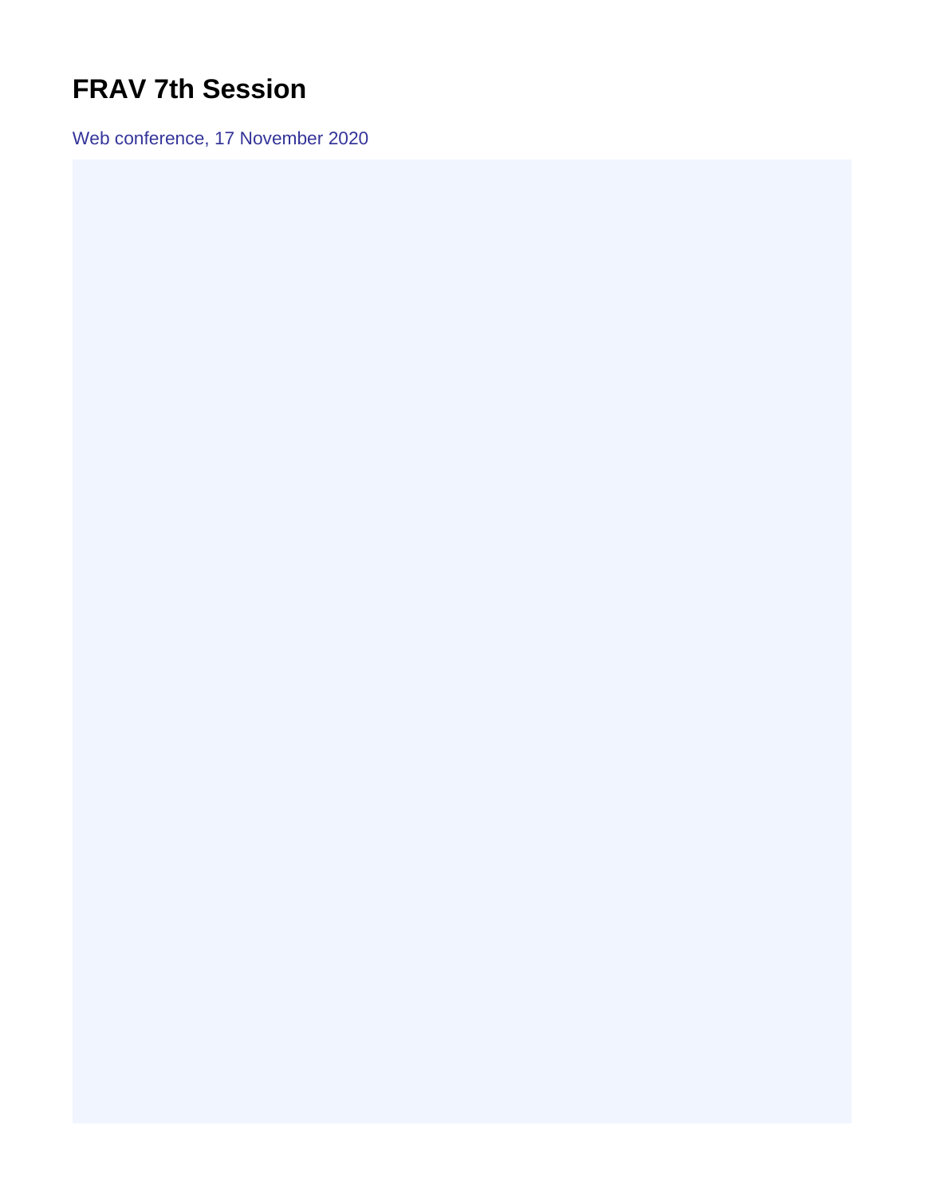# FRAV 7th Session

Web conference, 17 November 2020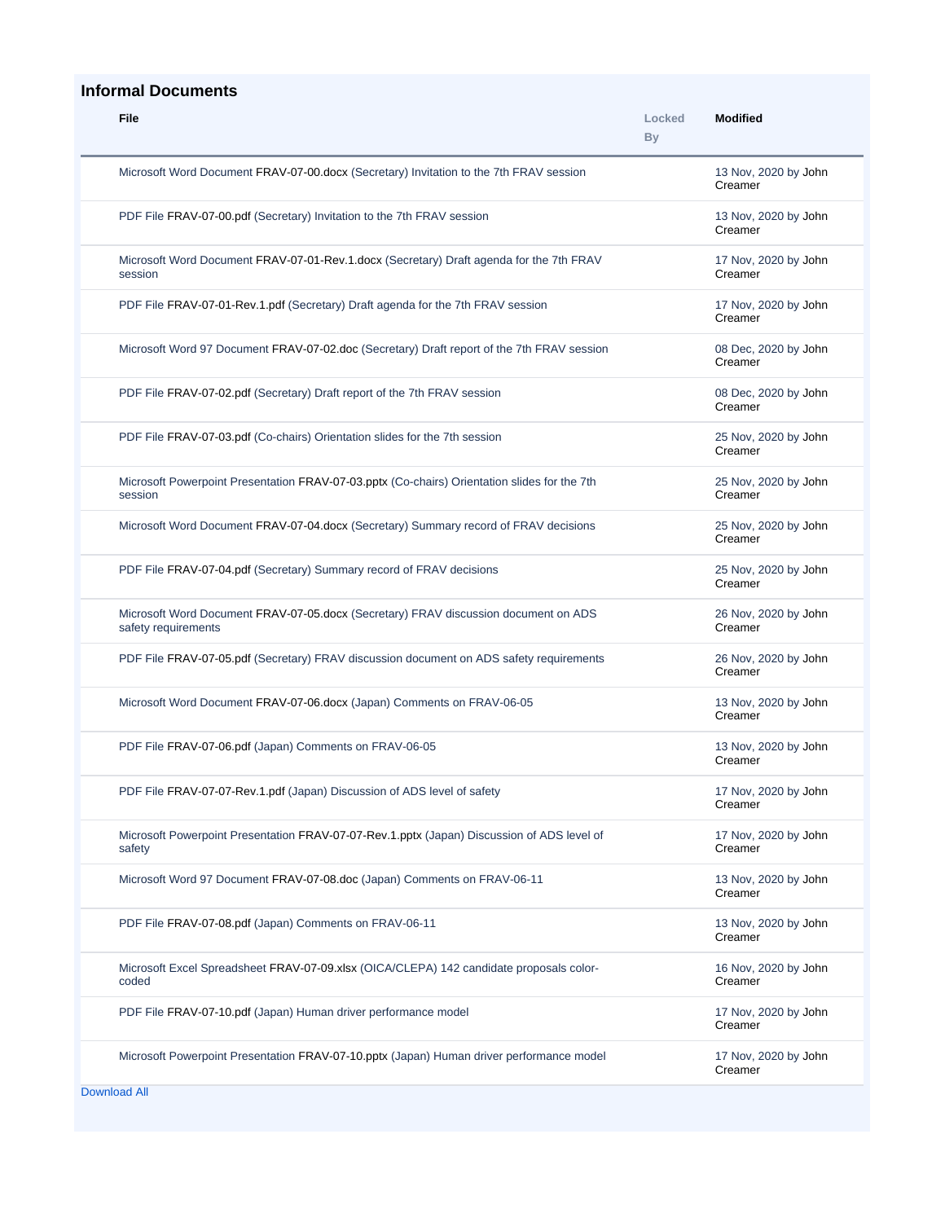## Informal Documents

| File | Locked By | Modified |
|---|---|---|
| Microsoft Word Document FRAV-07-00.docx (Secretary) Invitation to the 7th FRAV session | | 13 Nov, 2020 by John Creamer |
| PDF File FRAV-07-00.pdf (Secretary) Invitation to the 7th FRAV session | | 13 Nov, 2020 by John Creamer |
| Microsoft Word Document FRAV-07-01-Rev.1.docx (Secretary) Draft agenda for the 7th FRAV session | | 17 Nov, 2020 by John Creamer |
| PDF File FRAV-07-01-Rev.1.pdf (Secretary) Draft agenda for the 7th FRAV session | | 17 Nov, 2020 by John Creamer |
| Microsoft Word 97 Document FRAV-07-02.doc (Secretary) Draft report of the 7th FRAV session | | 08 Dec, 2020 by John Creamer |
| PDF File FRAV-07-02.pdf (Secretary) Draft report of the 7th FRAV session | | 08 Dec, 2020 by John Creamer |
| PDF File FRAV-07-03.pdf (Co-chairs) Orientation slides for the 7th session | | 25 Nov, 2020 by John Creamer |
| Microsoft Powerpoint Presentation FRAV-07-03.pptx (Co-chairs) Orientation slides for the 7th session | | 25 Nov, 2020 by John Creamer |
| Microsoft Word Document FRAV-07-04.docx (Secretary) Summary record of FRAV decisions | | 25 Nov, 2020 by John Creamer |
| PDF File FRAV-07-04.pdf (Secretary) Summary record of FRAV decisions | | 25 Nov, 2020 by John Creamer |
| Microsoft Word Document FRAV-07-05.docx (Secretary) FRAV discussion document on ADS safety requirements | | 26 Nov, 2020 by John Creamer |
| PDF File FRAV-07-05.pdf (Secretary) FRAV discussion document on ADS safety requirements | | 26 Nov, 2020 by John Creamer |
| Microsoft Word Document FRAV-07-06.docx (Japan) Comments on FRAV-06-05 | | 13 Nov, 2020 by John Creamer |
| PDF File FRAV-07-06.pdf (Japan) Comments on FRAV-06-05 | | 13 Nov, 2020 by John Creamer |
| PDF File FRAV-07-07-Rev.1.pdf (Japan) Discussion of ADS level of safety | | 17 Nov, 2020 by John Creamer |
| Microsoft Powerpoint Presentation FRAV-07-07-Rev.1.pptx (Japan) Discussion of ADS level of safety | | 17 Nov, 2020 by John Creamer |
| Microsoft Word 97 Document FRAV-07-08.doc (Japan) Comments on FRAV-06-11 | | 13 Nov, 2020 by John Creamer |
| PDF File FRAV-07-08.pdf (Japan) Comments on FRAV-06-11 | | 13 Nov, 2020 by John Creamer |
| Microsoft Excel Spreadsheet FRAV-07-09.xlsx (OICA/CLEPA) 142 candidate proposals color-coded | | 16 Nov, 2020 by John Creamer |
| PDF File FRAV-07-10.pdf (Japan) Human driver performance model | | 17 Nov, 2020 by John Creamer |
| Microsoft Powerpoint Presentation FRAV-07-10.pptx (Japan) Human driver performance model | | 17 Nov, 2020 by John Creamer |

Download All